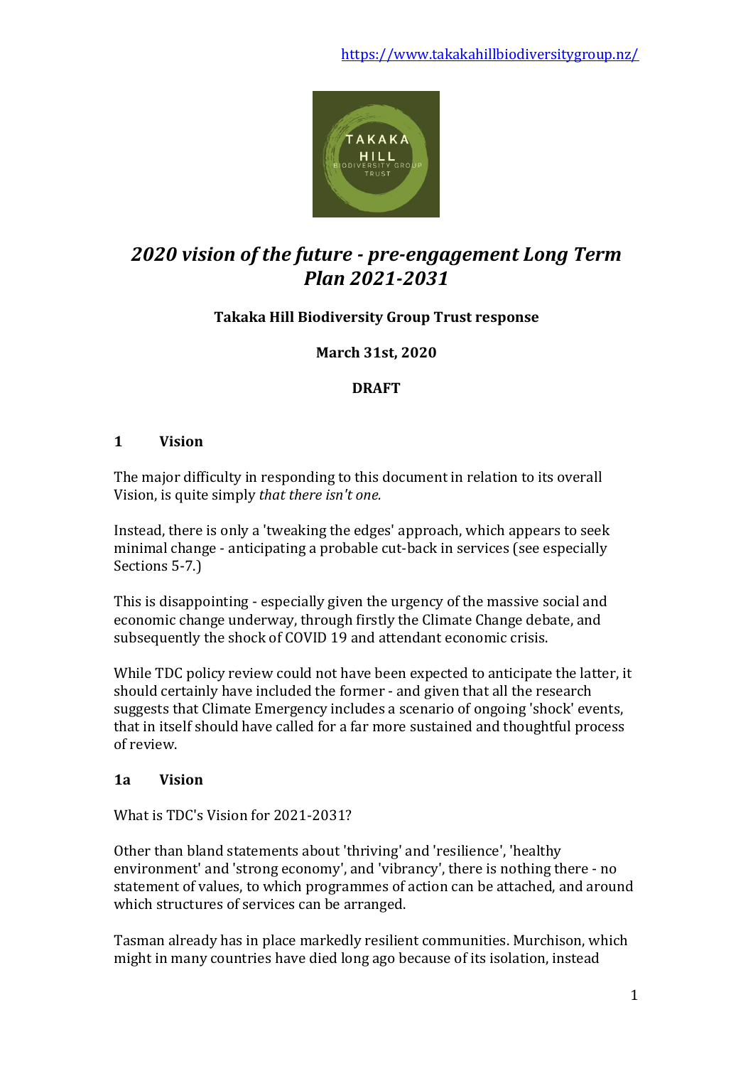https://www.takakahillbiodiversitygroup.nz/

# *2020 vision of the future - pre-engagement Long Term Plan 2021-2031*

**Takaka Hill Biodiversity Group Trust response**

**March 31st, 2020**

**DRAFT**

## 1 Vision

The major difficulty in responding to this document in relation to its overall Vision, is quite simply *that there isn't one.*

Instead, there is only a 'tweaking the edges' approach, which appears to seek minimal change - anticipating a probable cut-back in services (see especially Sections 5-7.)

This is disappointing - especially given the urgency of the massive social and economic change underway, through firstly the Climate Change debate, and subsequently the shock of COVID 19 and attendant economic crisis.

While TDC policy review could not have been expected to anticipate the latter, it should certainly have included the former - and given that all the research suggests that Climate Emergency includes a scenario of ongoing 'shock' events, that in itself should have called for a far more sustained and thoughtful process of review.

## 1a Vision

What is TDC's Vision for 2021-2031?

Other than bland statements about 'thriving' and 'resilience', 'healthy environment' and 'strong economy', and 'vibrancy', there is nothing there - no statement of values, to which programmes of action can be attached, and around which structures of services can be arranged.

Tasman already has in place markedly resilient communities. Murchison, which might in many countries have died long ago because of its isolation, instead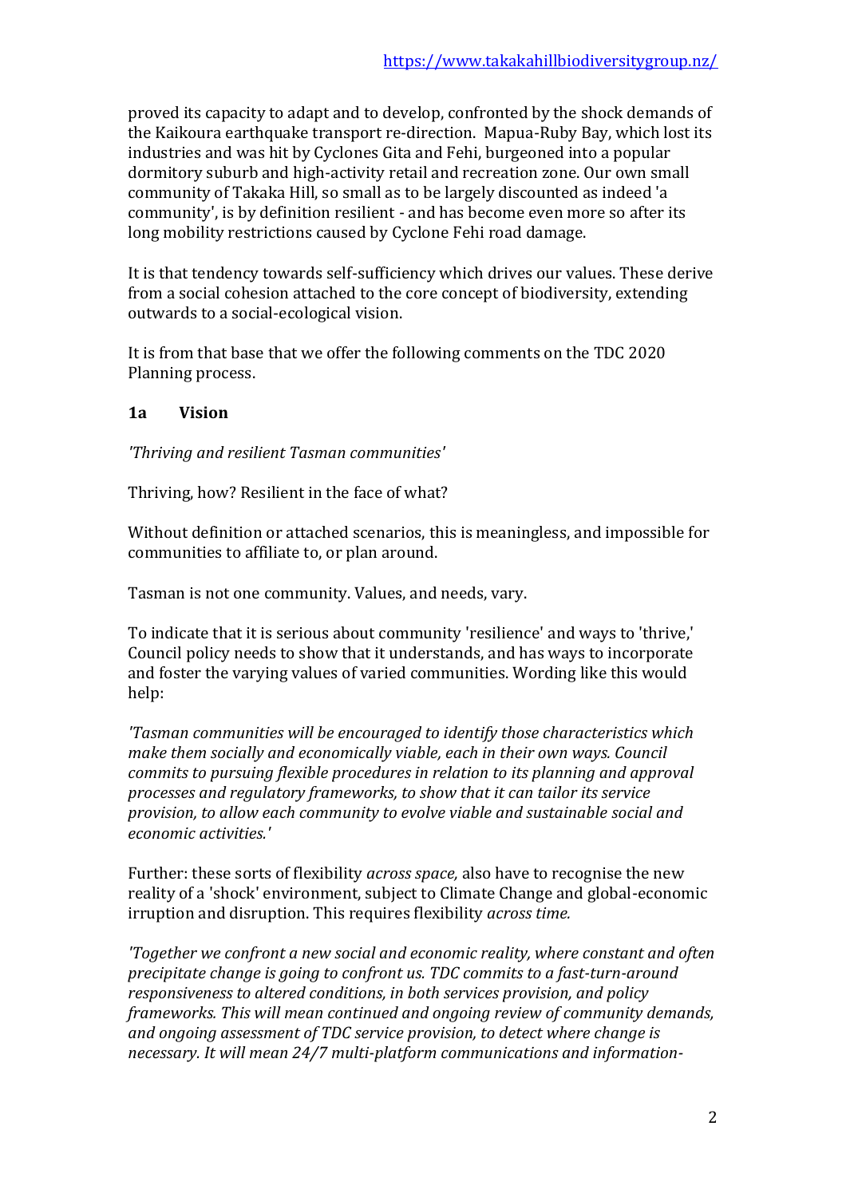proved its capacity to adapt and to develop, confronted by the shock demands of the Kaikoura earthquake transport re-direction. Mapua-Ruby Bay, which lost its industries and was hit by Cyclones Gita and Fehi, burgeoned into a popular dormitory suburb and high-activity retail and recreation zone. Our own small community of Takaka Hill, so small as to be largely discounted as indeed 'a community', is by definition resilient - and has become even more so after its long mobility restrictions caused by Cyclone Fehi road damage.

It is that tendency towards self-sufficiency which drives our values. These derive from a social cohesion attached to the core concept of biodiversity, extending outwards to a social-ecological vision.

It is from that base that we offer the following comments on the TDC 2020 Planning process.

### 1a Vision

*'Thriving and resilient Tasman communities'*

Thriving, how? Resilient in the face of what?

Without definition or attached scenarios, this is meaningless, and impossible for communities to affiliate to, or plan around.

Tasman is not one community. Values, and needs, vary.

To indicate that it is serious about community 'resilience' and ways to 'thrive,' Council policy needs to show that it understands, and has ways to incorporate and foster the varying values of varied communities. Wording like this would help:

*'Tasman communities will be encouraged to identify those characteristics which make them socially and economically viable, each in their own ways. Council commits to pursuing flexible procedures in relation to its planning and approval processes and regulatory frameworks, to show that it can tailor its service provision, to allow each community to evolve viable and sustainable social and economic activities.'*

Further: these sorts of flexibility *across space,* also have to recognise the new reality of a 'shock' environment, subject to Climate Change and global-economic irruption and disruption. This requires flexibility *across time.*

*'Together we confront a new social and economic reality, where constant and often precipitate change is going to confront us. TDC commits to a fast-turn-around responsiveness to altered conditions, in both services provision, and policy frameworks. This will mean continued and ongoing review of community demands, and ongoing assessment of TDC service provision, to detect where change is necessary. It will mean 24/7 multi-platform communications and information-*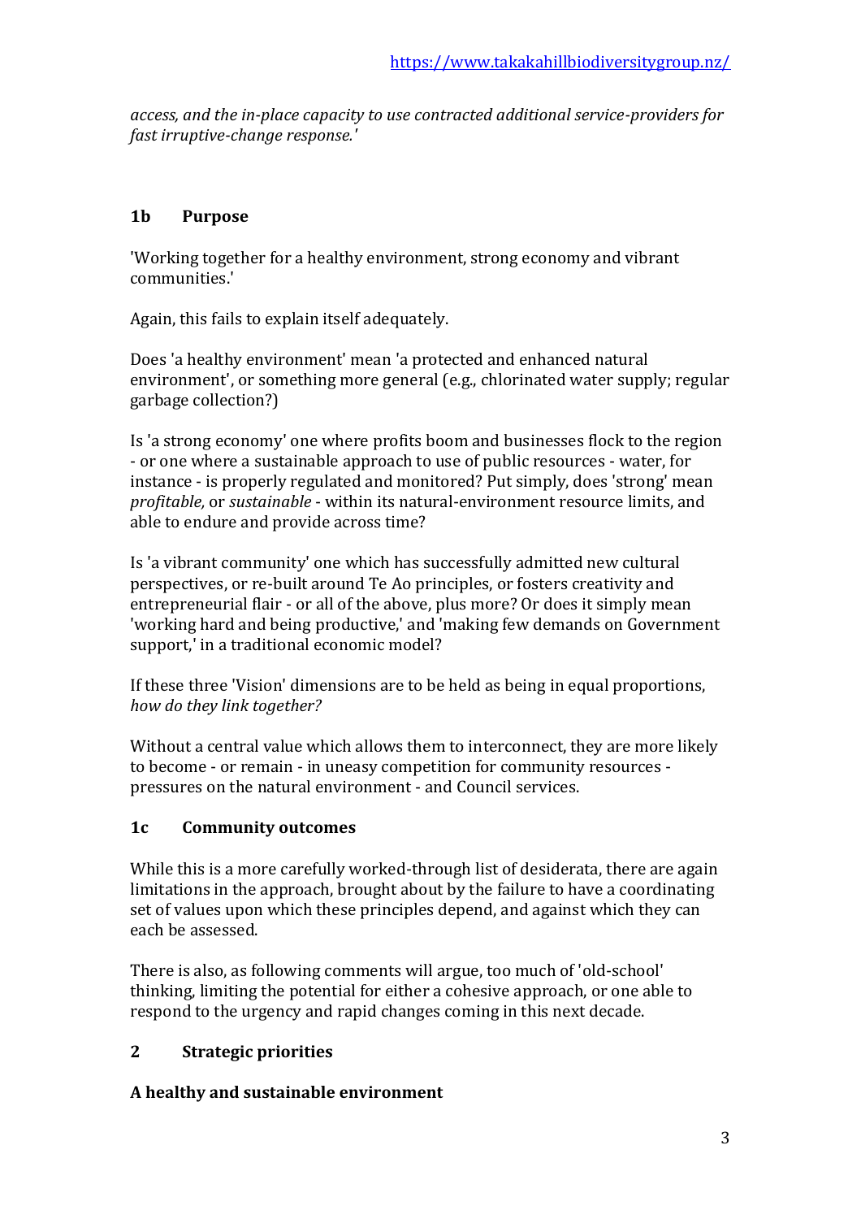*access, and the in-place capacity to use contracted additional service-providers for fast irruptive-change response.'*

## 1b Purpose

'Working together for a healthy environment, strong economy and vibrant communities.'

Again, this fails to explain itself adequately.

Does 'a healthy environment' mean 'a protected and enhanced natural environment', or something more general (e.g., chlorinated water supply; regular garbage collection?)

Is 'a strong economy' one where profits boom and businesses flock to the region - or one where a sustainable approach to use of public resources - water, for instance - is properly regulated and monitored? Put simply, does 'strong' mean *profitable,* or *sustainable* - within its natural-environment resource limits, and able to endure and provide across time?

Is 'a vibrant community' one which has successfully admitted new cultural perspectives, or re-built around Te Ao principles, or fosters creativity and entrepreneurial flair - or all of the above, plus more? Or does it simply mean 'working hard and being productive,' and 'making few demands on Government support,' in a traditional economic model?

If these three 'Vision' dimensions are to be held as being in equal proportions, *how do they link together?*

Without a central value which allows them to interconnect, they are more likely to become - or remain - in uneasy competition for community resources - pressures on the natural environment - and Council services.

## 1c Community outcomes

While this is a more carefully worked-through list of desiderata, there are again limitations in the approach, brought about by the failure to have a coordinating set of values upon which these principles depend, and against which they can each be assessed.

There is also, as following comments will argue, too much of 'old-school' thinking, limiting the potential for either a cohesive approach, or one able to respond to the urgency and rapid changes coming in this next decade.

## 2 Strategic priorities

### A healthy and sustainable environment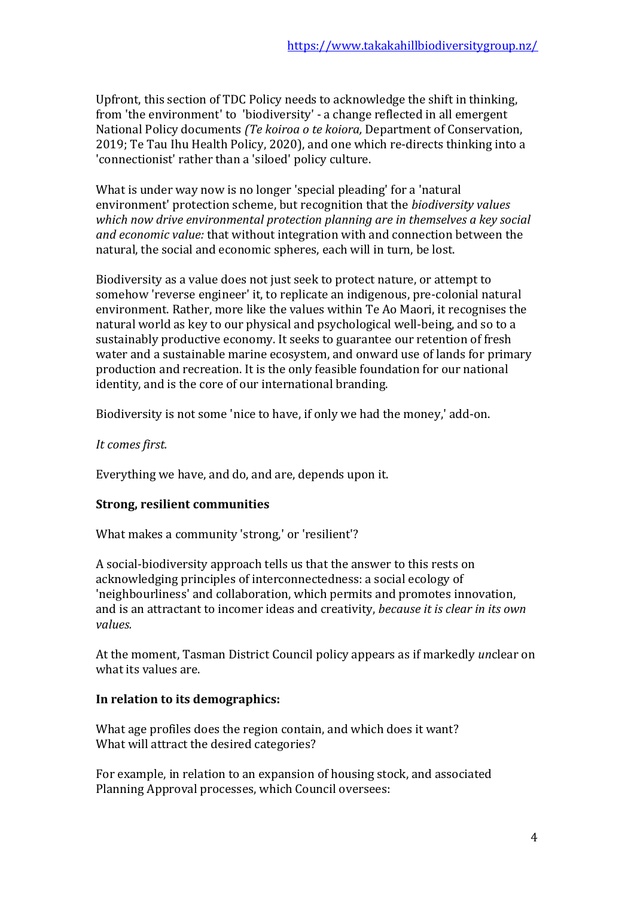Upfront, this section of TDC Policy needs to acknowledge the shift in thinking, from 'the environment' to 'biodiversity' - a change reflected in all emergent National Policy documents *(Te koiroa o te koiora,* Department of Conservation, 2019; Te Tau Ihu Health Policy, 2020), and one which re-directs thinking into a 'connectionist' rather than a 'siloed' policy culture.

What is under way now is no longer 'special pleading' for a 'natural environment' protection scheme, but recognition that the *biodiversity values which now drive environmental protection planning are in themselves a key social and economic value:* that without integration with and connection between the natural, the social and economic spheres, each will in turn, be lost.

Biodiversity as a value does not just seek to protect nature, or attempt to somehow 'reverse engineer' it, to replicate an indigenous, pre-colonial natural environment. Rather, more like the values within Te Ao Maori, it recognises the natural world as key to our physical and psychological well-being, and so to a sustainably productive economy. It seeks to guarantee our retention of fresh water and a sustainable marine ecosystem, and onward use of lands for primary production and recreation. It is the only feasible foundation for our national identity, and is the core of our international branding.

Biodiversity is not some 'nice to have, if only we had the money,' add-on.

*It comes first.*

Everything we have, and do, and are, depends upon it.

**Strong, resilient communities**

What makes a community 'strong,' or 'resilient'?

A social-biodiversity approach tells us that the answer to this rests on acknowledging principles of interconnectedness: a social ecology of 'neighbourliness' and collaboration, which permits and promotes innovation, and is an attractant to incomer ideas and creativity, *because it is clear in its own values.*

At the moment, Tasman District Council policy appears as if markedly *un*clear on what its values are.

**In relation to its demographics:**

What age profiles does the region contain, and which does it want?
What will attract the desired categories?

For example, in relation to an expansion of housing stock, and associated Planning Approval processes, which Council oversees: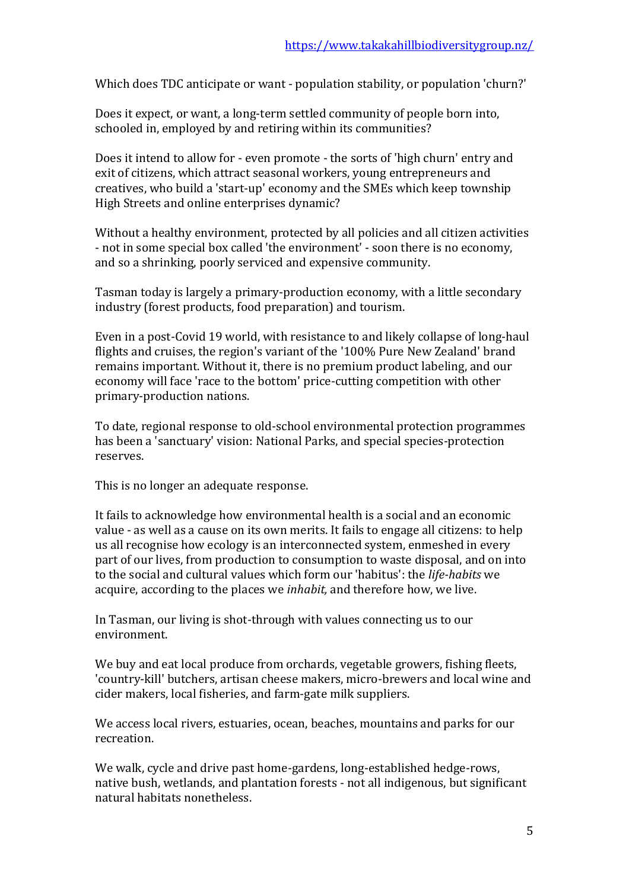Which does TDC anticipate or want - population stability, or population 'churn?'

Does it expect, or want, a long-term settled community of people born into, schooled in, employed by and retiring within its communities?

Does it intend to allow for - even promote - the sorts of 'high churn' entry and exit of citizens, which attract seasonal workers, young entrepreneurs and creatives, who build a 'start-up' economy and the SMEs which keep township High Streets and online enterprises dynamic?

Without a healthy environment, protected by all policies and all citizen activities - not in some special box called 'the environment' - soon there is no economy, and so a shrinking, poorly serviced and expensive community.

Tasman today is largely a primary-production economy, with a little secondary industry (forest products, food preparation) and tourism.

Even in a post-Covid 19 world, with resistance to and likely collapse of long-haul flights and cruises, the region's variant of the '100% Pure New Zealand' brand remains important. Without it, there is no premium product labeling, and our economy will face 'race to the bottom' price-cutting competition with other primary-production nations.

To date, regional response to old-school environmental protection programmes has been a 'sanctuary' vision: National Parks, and special species-protection reserves.

This is no longer an adequate response.

It fails to acknowledge how environmental health is a social and an economic value - as well as a cause on its own merits. It fails to engage all citizens: to help us all recognise how ecology is an interconnected system, enmeshed in every part of our lives, from production to consumption to waste disposal, and on into to the social and cultural values which form our 'habitus': the *life-habits* we acquire, according to the places we *inhabit,* and therefore how, we live.

In Tasman, our living is shot-through with values connecting us to our environment.

We buy and eat local produce from orchards, vegetable growers, fishing fleets, 'country-kill' butchers, artisan cheese makers, micro-brewers and local wine and cider makers, local fisheries, and farm-gate milk suppliers.

We access local rivers, estuaries, ocean, beaches, mountains and parks for our recreation.

We walk, cycle and drive past home-gardens, long-established hedge-rows, native bush, wetlands, and plantation forests - not all indigenous, but significant natural habitats nonetheless.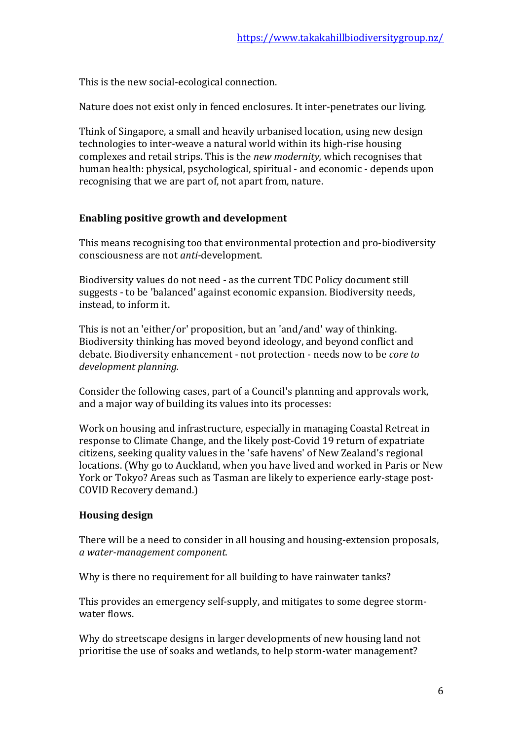This is the new social-ecological connection.

Nature does not exist only in fenced enclosures. It inter-penetrates our living.

Think of Singapore, a small and heavily urbanised location, using new design technologies to inter-weave a natural world within its high-rise housing complexes and retail strips. This is the *new modernity,* which recognises that human health: physical, psychological, spiritual - and economic - depends upon recognising that we are part of, not apart from, nature.

**Enabling positive growth and development**

This means recognising too that environmental protection and pro-biodiversity consciousness are not *anti*-development.

Biodiversity values do not need - as the current TDC Policy document still suggests - to be 'balanced' against economic expansion. Biodiversity needs, instead, to inform it.

This is not an 'either/or' proposition, but an 'and/and' way of thinking. Biodiversity thinking has moved beyond ideology, and beyond conflict and debate. Biodiversity enhancement - not protection - needs now to be *core to development planning.*

Consider the following cases, part of a Council's planning and approvals work, and a major way of building its values into its processes:

Work on housing and infrastructure, especially in managing Coastal Retreat in response to Climate Change, and the likely post-Covid 19 return of expatriate citizens, seeking quality values in the 'safe havens' of New Zealand's regional locations. (Why go to Auckland, when you have lived and worked in Paris or New York or Tokyo? Areas such as Tasman are likely to experience early-stage post-COVID Recovery demand.)

**Housing design**

There will be a need to consider in all housing and housing-extension proposals, *a water-management component.*

Why is there no requirement for all building to have rainwater tanks?

This provides an emergency self-supply, and mitigates to some degree storm-water flows.

Why do streetscape designs in larger developments of new housing land not prioritise the use of soaks and wetlands, to help storm-water management?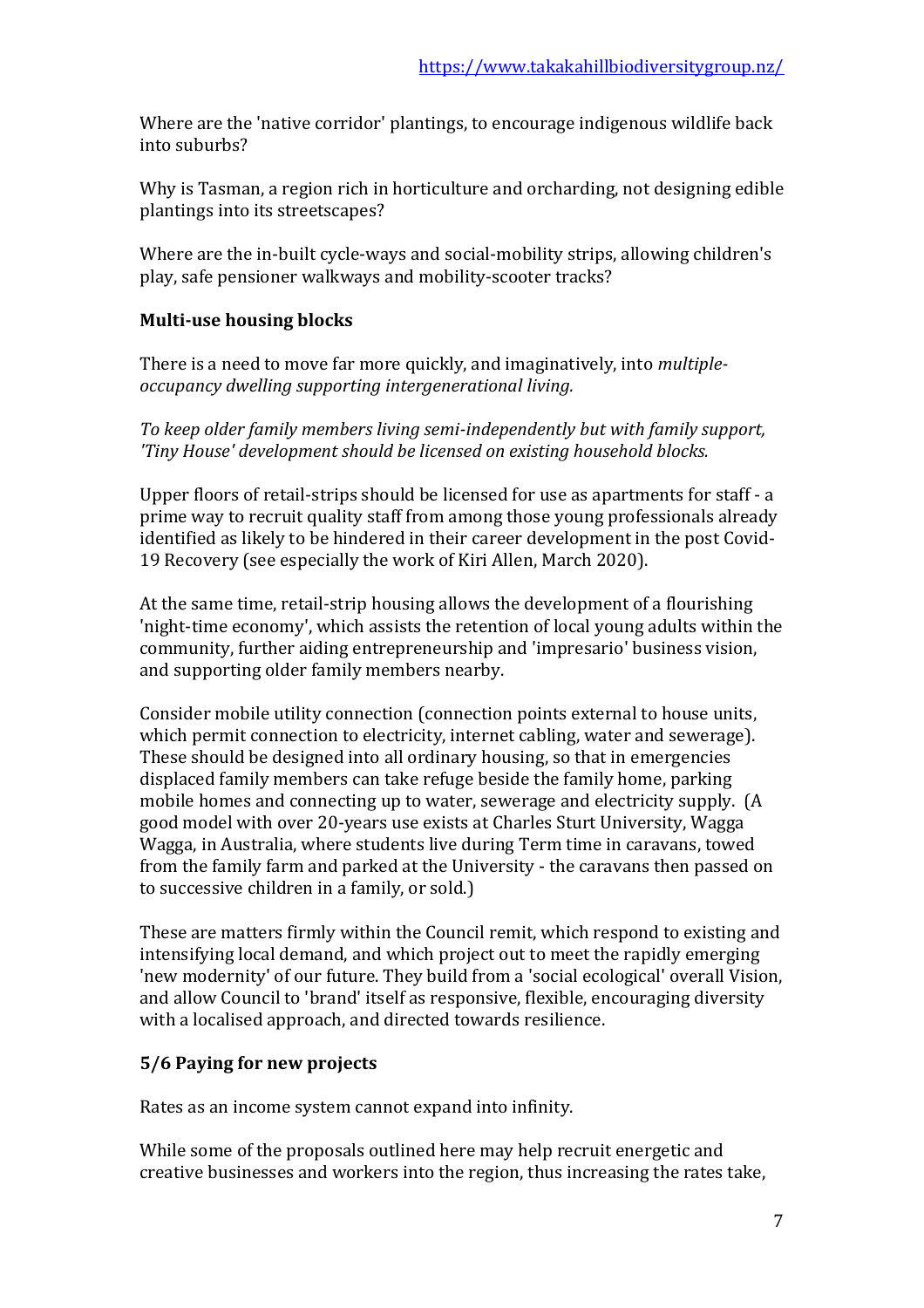Where are the 'native corridor' plantings, to encourage indigenous wildlife back into suburbs?

Why is Tasman, a region rich in horticulture and orcharding, not designing edible plantings into its streetscapes?

Where are the in-built cycle-ways and social-mobility strips, allowing children's play, safe pensioner walkways and mobility-scooter tracks?

**Multi-use housing blocks**

There is a need to move far more quickly, and imaginatively, into *multiple-occupancy dwelling supporting intergenerational living.*

*To keep older family members living semi-independently but with family support, 'Tiny House' development should be licensed on existing household blocks.*

Upper floors of retail-strips should be licensed for use as apartments for staff - a prime way to recruit quality staff from among those young professionals already identified as likely to be hindered in their career development in the post Covid-19 Recovery (see especially the work of Kiri Allen, March 2020).

At the same time, retail-strip housing allows the development of a flourishing 'night-time economy', which assists the retention of local young adults within the community, further aiding entrepreneurship and 'impresario' business vision, and supporting older family members nearby.

Consider mobile utility connection (connection points external to house units, which permit connection to electricity, internet cabling, water and sewerage). These should be designed into all ordinary housing, so that in emergencies displaced family members can take refuge beside the family home, parking mobile homes and connecting up to water, sewerage and electricity supply. (A good model with over 20-years use exists at Charles Sturt University, Wagga Wagga, in Australia, where students live during Term time in caravans, towed from the family farm and parked at the University - the caravans then passed on to successive children in a family, or sold.)

These are matters firmly within the Council remit, which respond to existing and intensifying local demand, and which project out to meet the rapidly emerging 'new modernity' of our future. They build from a 'social ecological' overall Vision, and allow Council to 'brand' itself as responsive, flexible, encouraging diversity with a localised approach, and directed towards resilience.

**5/6 Paying for new projects**

Rates as an income system cannot expand into infinity.

While some of the proposals outlined here may help recruit energetic and creative businesses and workers into the region, thus increasing the rates take,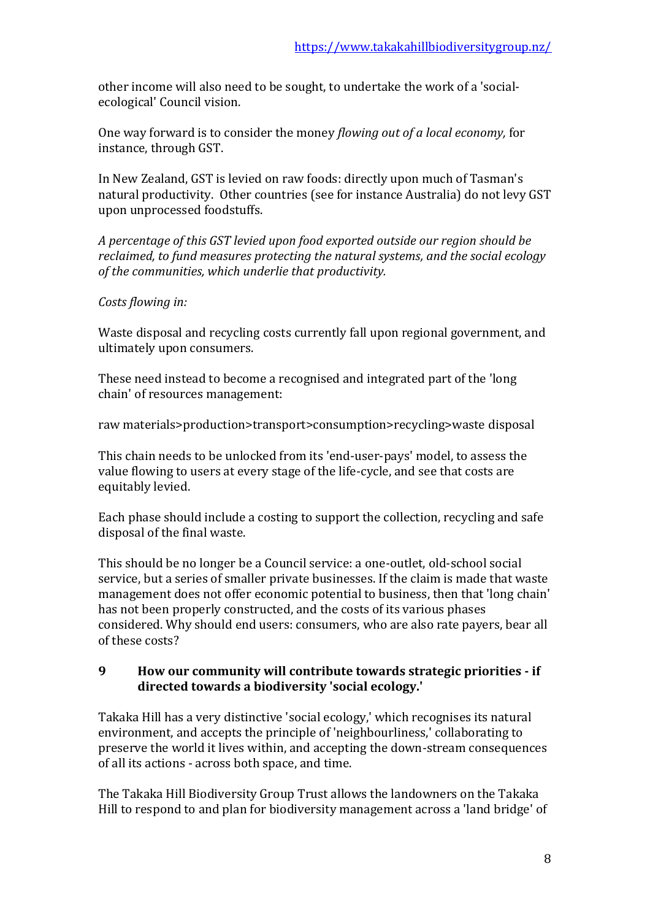other income will also need to be sought, to undertake the work of a 'social-ecological' Council vision.

One way forward is to consider the money *flowing out of a local economy,* for instance, through GST.

In New Zealand, GST is levied on raw foods: directly upon much of Tasman's natural productivity. Other countries (see for instance Australia) do not levy GST upon unprocessed foodstuffs.

*A percentage of this GST levied upon food exported outside our region should be reclaimed, to fund measures protecting the natural systems, and the social ecology of the communities, which underlie that productivity.*

*Costs flowing in:*

Waste disposal and recycling costs currently fall upon regional government, and ultimately upon consumers.

These need instead to become a recognised and integrated part of the 'long chain' of resources management:

raw materials>production>transport>consumption>recycling>waste disposal

This chain needs to be unlocked from its 'end-user-pays' model, to assess the value flowing to users at every stage of the life-cycle, and see that costs are equitably levied.

Each phase should include a costing to support the collection, recycling and safe disposal of the final waste.

This should be no longer be a Council service: a one-outlet, old-school social service, but a series of smaller private businesses. If the claim is made that waste management does not offer economic potential to business, then that 'long chain' has not been properly constructed, and the costs of its various phases considered. Why should end users: consumers, who are also rate payers, bear all of these costs?

## 9 How our community will contribute towards strategic priorities - if directed towards a biodiversity 'social ecology.'

Takaka Hill has a very distinctive 'social ecology,' which recognises its natural environment, and accepts the principle of 'neighbourliness,' collaborating to preserve the world it lives within, and accepting the down-stream consequences of all its actions - across both space, and time.

The Takaka Hill Biodiversity Group Trust allows the landowners on the Takaka Hill to respond to and plan for biodiversity management across a 'land bridge' of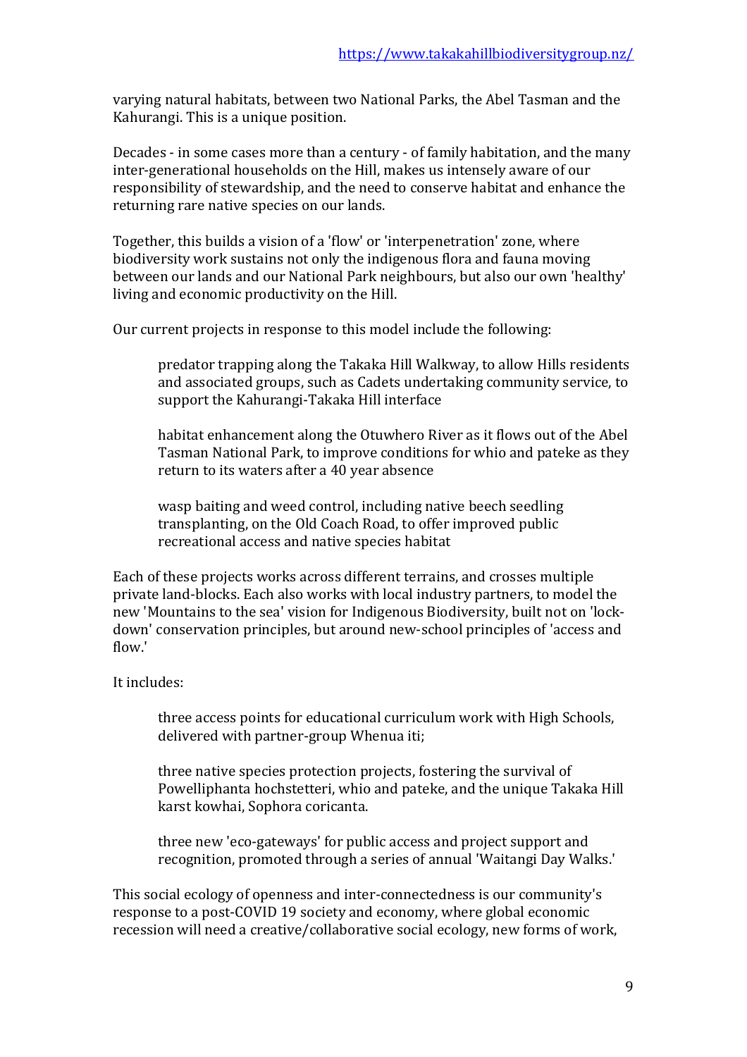varying natural habitats, between two National Parks, the Abel Tasman and the Kahurangi. This is a unique position.

Decades - in some cases more than a century - of family habitation, and the many inter-generational households on the Hill, makes us intensely aware of our responsibility of stewardship, and the need to conserve habitat and enhance the returning rare native species on our lands.

Together, this builds a vision of a 'flow' or 'interpenetration' zone, where biodiversity work sustains not only the indigenous flora and fauna moving between our lands and our National Park neighbours, but also our own 'healthy' living and economic productivity on the Hill.

Our current projects in response to this model include the following:

> predator trapping along the Takaka Hill Walkway, to allow Hills residents and associated groups, such as Cadets undertaking community service, to support the Kahurangi-Takaka Hill interface
>
> habitat enhancement along the Otuwhero River as it flows out of the Abel Tasman National Park, to improve conditions for whio and pateke as they return to its waters after a 40 year absence
>
> wasp baiting and weed control, including native beech seedling transplanting, on the Old Coach Road, to offer improved public recreational access and native species habitat

Each of these projects works across different terrains, and crosses multiple private land-blocks. Each also works with local industry partners, to model the new 'Mountains to the sea' vision for Indigenous Biodiversity, built not on 'lock-down' conservation principles, but around new-school principles of 'access and flow.'

It includes:

> three access points for educational curriculum work with High Schools, delivered with partner-group Whenua iti;
>
> three native species protection projects, fostering the survival of Powelliphanta hochstetteri, whio and pateke, and the unique Takaka Hill karst kowhai, Sophora coricanta.
>
> three new 'eco-gateways' for public access and project support and recognition, promoted through a series of annual 'Waitangi Day Walks.'

This social ecology of openness and inter-connectedness is our community's response to a post-COVID 19 society and economy, where global economic recession will need a creative/collaborative social ecology, new forms of work,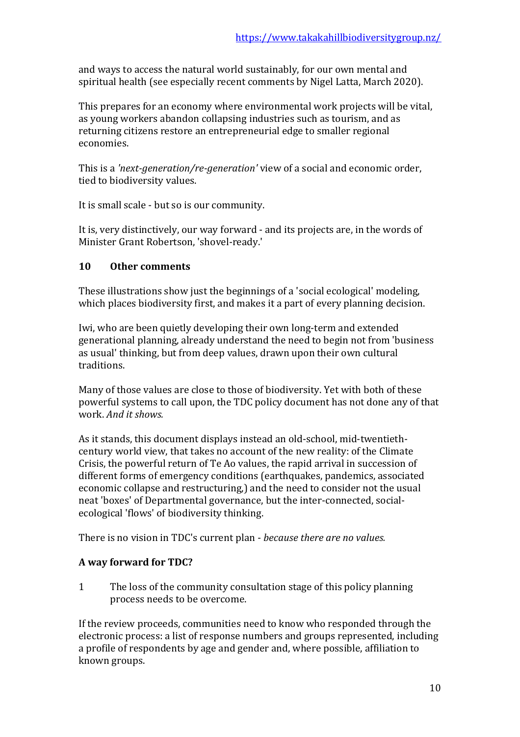and ways to access the natural world sustainably, for our own mental and spiritual health (see especially recent comments by Nigel Latta, March 2020).

This prepares for an economy where environmental work projects will be vital, as young workers abandon collapsing industries such as tourism, and as returning citizens restore an entrepreneurial edge to smaller regional economies.

This is a *'next-generation/re-generation'* view of a social and economic order, tied to biodiversity values.

It is small scale - but so is our community.

It is, very distinctively, our way forward - and its projects are, in the words of Minister Grant Robertson, 'shovel-ready.'

## 10 Other comments

These illustrations show just the beginnings of a 'social ecological' modeling, which places biodiversity first, and makes it a part of every planning decision.

Iwi, who are been quietly developing their own long-term and extended generational planning, already understand the need to begin not from 'business as usual' thinking, but from deep values, drawn upon their own cultural traditions.

Many of those values are close to those of biodiversity. Yet with both of these powerful systems to call upon, the TDC policy document has not done any of that work. *And it shows.*

As it stands, this document displays instead an old-school, mid-twentieth-century world view, that takes no account of the new reality: of the Climate Crisis, the powerful return of Te Ao values, the rapid arrival in succession of different forms of emergency conditions (earthquakes, pandemics, associated economic collapse and restructuring,) and the need to consider not the usual neat 'boxes' of Departmental governance, but the inter-connected, social-ecological 'flows' of biodiversity thinking.

There is no vision in TDC's current plan - *because there are no values.*

### A way forward for TDC?

1 The loss of the community consultation stage of this policy planning process needs to be overcome.

If the review proceeds, communities need to know who responded through the electronic process: a list of response numbers and groups represented, including a profile of respondents by age and gender and, where possible, affiliation to known groups.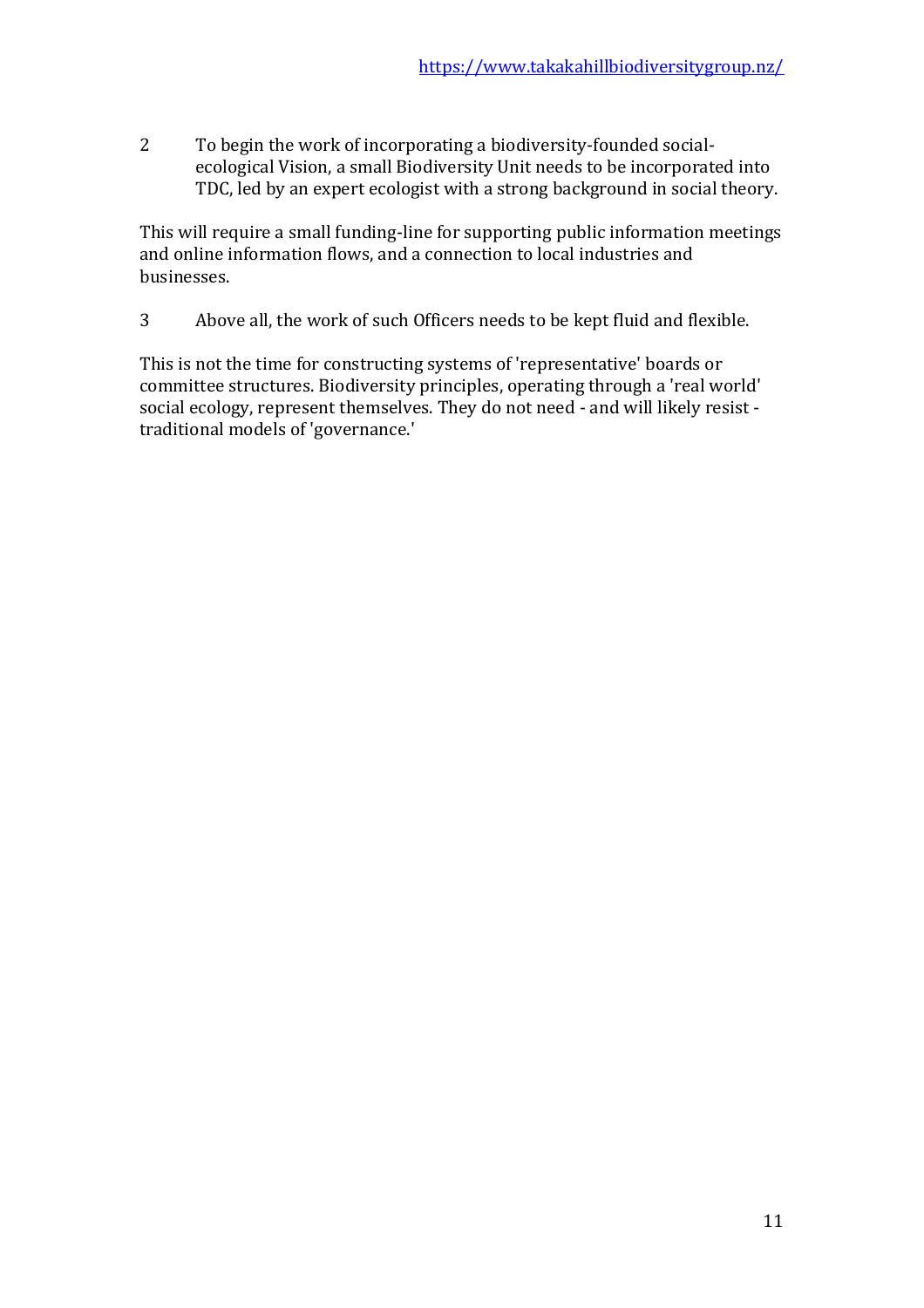2 To begin the work of incorporating a biodiversity-founded social-ecological Vision, a small Biodiversity Unit needs to be incorporated into TDC, led by an expert ecologist with a strong background in social theory.

This will require a small funding-line for supporting public information meetings and online information flows, and a connection to local industries and businesses.

3 Above all, the work of such Officers needs to be kept fluid and flexible.

This is not the time for constructing systems of 'representative' boards or committee structures. Biodiversity principles, operating through a 'real world' social ecology, represent themselves. They do not need - and will likely resist - traditional models of 'governance.'